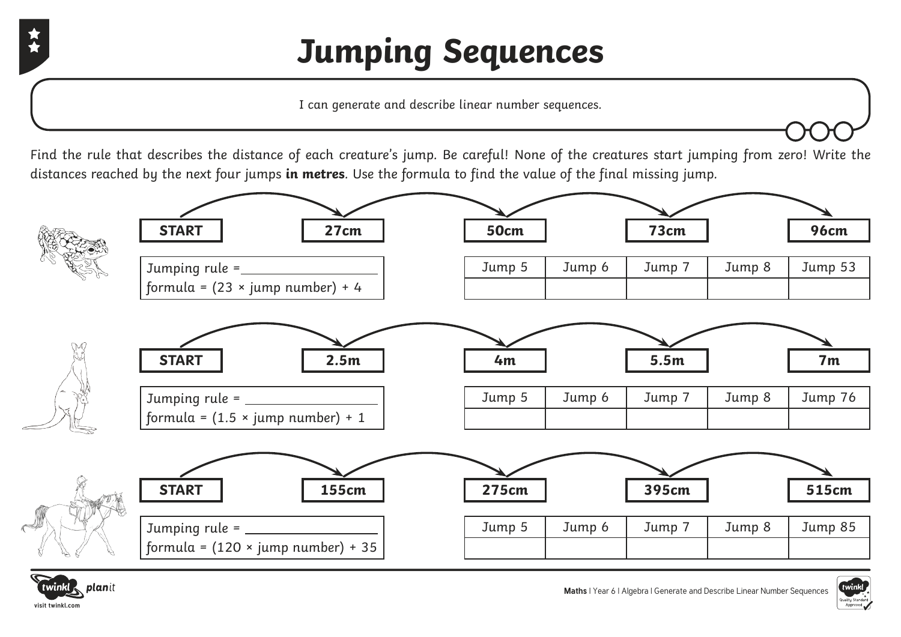# Jumping Sequences

*I can generate and describe linear number sequences.*

*Find the rule that describes the distance of each creature's jump. Be careful! None of the creatures start jumping from zero! Write the distances reached by the next four jumps* ***in metres****. Use the formula to find the value of the final missing jump.*

| START | 27cm | 50cm | 73cm | 96cm |
|---|---|---|---|---|

Jumping rule = ____________________
formula = (23 × jump number) + 4

| Jump 5 | Jump 6 | Jump 7 | Jump 8 | Jump 53 |
|---|---|---|---|---|
| | | | | |

| START | 2.5m | 4m | 5.5m | 7m |
|---|---|---|---|---|

Jumping rule = ____________________
formula = (1.5 × jump number) + 1

| Jump 5 | Jump 6 | Jump 7 | Jump 8 | Jump 76 |
|---|---|---|---|---|
| | | | | |

| START | 155cm | 275cm | 395cm | 515cm |
|---|---|---|---|---|

Jumping rule = ____________________
formula = (120 × jump number) + 35

| Jump 5 | Jump 6 | Jump 7 | Jump 8 | Jump 85 |
|---|---|---|---|---|
| | | | | |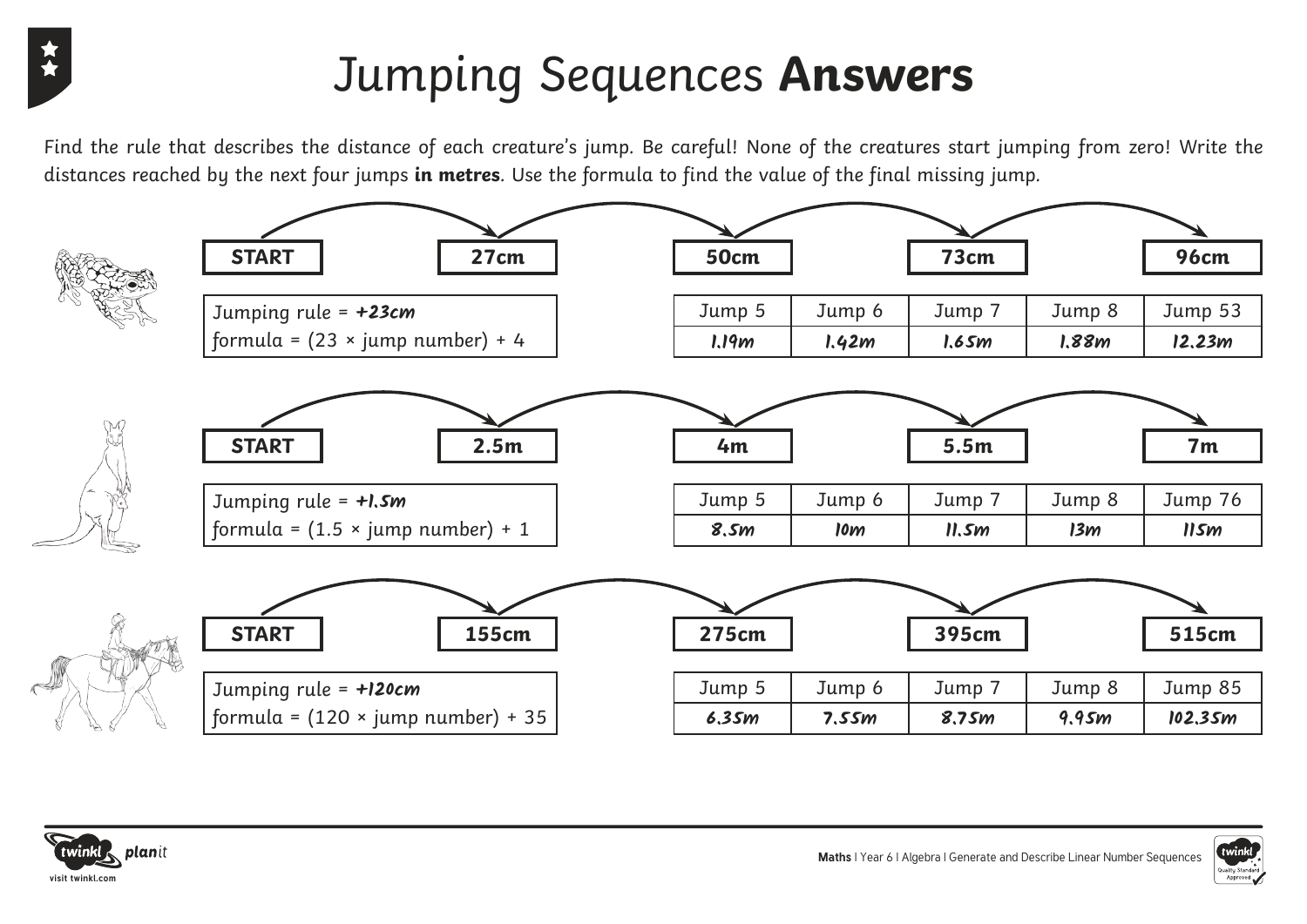# Jumping Sequences **Answers**

Find the rule that describes the distance of each creature's jump. Be careful! None of the creatures start jumping from zero! Write the distances reached by the next four jumps **in metres**. Use the formula to find the value of the final missing jump.

START → 27cm → 50cm → 73cm → 96cm

Jumping rule = ***+23cm***
formula = (23 × jump number) + 4

| Jump 5 | Jump 6 | Jump 7 | Jump 8 | Jump 53 |
|---|---|---|---|---|
| ***1.19m*** | ***1.42m*** | ***1.65m*** | ***1.88m*** | ***12.23m*** |

START → 2.5m → 4m → 5.5m → 7m

Jumping rule = ***+1.5m***
formula = (1.5 × jump number) + 1

| Jump 5 | Jump 6 | Jump 7 | Jump 8 | Jump 76 |
|---|---|---|---|---|
| ***8.5m*** | ***10m*** | ***11.5m*** | ***13m*** | ***115m*** |

START → 155cm → 275cm → 395cm → 515cm

Jumping rule = ***+120cm***
formula = (120 × jump number) + 35

| Jump 5 | Jump 6 | Jump 7 | Jump 8 | Jump 85 |
|---|---|---|---|---|
| ***6.35m*** | ***7.55m*** | ***8.75m*** | ***9.95m*** | ***102.35m*** |